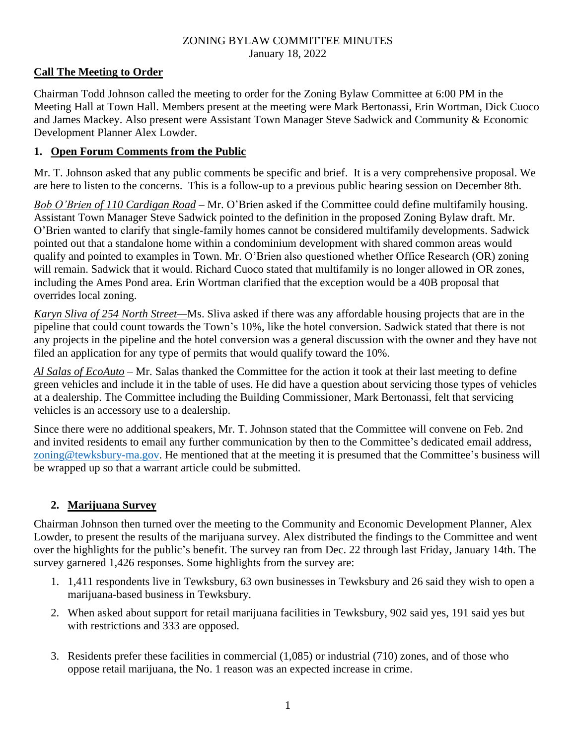ZONING BYLAW COMMITTEE MINUTES
January 18, 2022

## Call The Meeting to Order

Chairman Todd Johnson called the meeting to order for the Zoning Bylaw Committee at 6:00 PM in the Meeting Hall at Town Hall. Members present at the meeting were Mark Bertonassi, Erin Wortman, Dick Cuoco and James Mackey. Also present were Assistant Town Manager Steve Sadwick and Community & Economic Development Planner Alex Lowder.

## 1. Open Forum Comments from the Public

Mr. T. Johnson asked that any public comments be specific and brief. It is a very comprehensive proposal. We are here to listen to the concerns. This is a follow-up to a previous public hearing session on December 8th.

*Bob O'Brien of 110 Cardigan Road* – Mr. O'Brien asked if the Committee could define multifamily housing. Assistant Town Manager Steve Sadwick pointed to the definition in the proposed Zoning Bylaw draft. Mr. O'Brien wanted to clarify that single-family homes cannot be considered multifamily developments. Sadwick pointed out that a standalone home within a condominium development with shared common areas would qualify and pointed to examples in Town. Mr. O'Brien also questioned whether Office Research (OR) zoning will remain. Sadwick that it would. Richard Cuoco stated that multifamily is no longer allowed in OR zones, including the Ames Pond area. Erin Wortman clarified that the exception would be a 40B proposal that overrides local zoning.

*Karyn Sliva of 254 North Street*—Ms. Sliva asked if there was any affordable housing projects that are in the pipeline that could count towards the Town's 10%, like the hotel conversion. Sadwick stated that there is not any projects in the pipeline and the hotel conversion was a general discussion with the owner and they have not filed an application for any type of permits that would qualify toward the 10%.

*Al Salas of EcoAuto* – Mr. Salas thanked the Committee for the action it took at their last meeting to define green vehicles and include it in the table of uses. He did have a question about servicing those types of vehicles at a dealership. The Committee including the Building Commissioner, Mark Bertonassi, felt that servicing vehicles is an accessory use to a dealership.

Since there were no additional speakers, Mr. T. Johnson stated that the Committee will convene on Feb. 2nd and invited residents to email any further communication by then to the Committee's dedicated email address, zoning@tewksbury-ma.gov. He mentioned that at the meeting it is presumed that the Committee's business will be wrapped up so that a warrant article could be submitted.

## 2. Marijuana Survey

Chairman Johnson then turned over the meeting to the Community and Economic Development Planner, Alex Lowder, to present the results of the marijuana survey. Alex distributed the findings to the Committee and went over the highlights for the public's benefit. The survey ran from Dec. 22 through last Friday, January 14th. The survey garnered 1,426 responses. Some highlights from the survey are:

1. 1,411 respondents live in Tewksbury, 63 own businesses in Tewksbury and 26 said they wish to open a marijuana-based business in Tewksbury.
2. When asked about support for retail marijuana facilities in Tewksbury, 902 said yes, 191 said yes but with restrictions and 333 are opposed.
3. Residents prefer these facilities in commercial (1,085) or industrial (710) zones, and of those who oppose retail marijuana, the No. 1 reason was an expected increase in crime.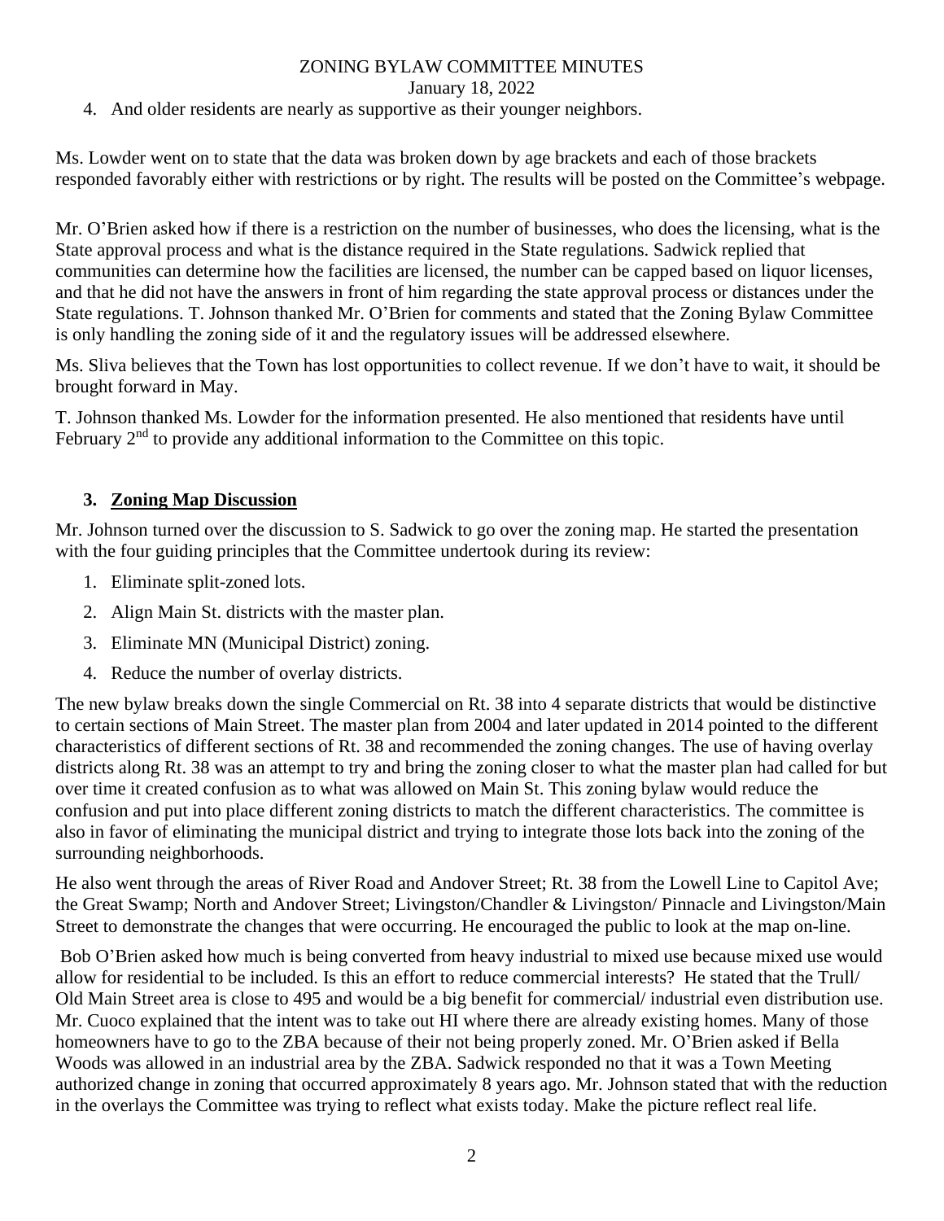4. And older residents are nearly as supportive as their younger neighbors.

Ms. Lowder went on to state that the data was broken down by age brackets and each of those brackets responded favorably either with restrictions or by right. The results will be posted on the Committee's webpage.

Mr. O'Brien asked how if there is a restriction on the number of businesses, who does the licensing, what is the State approval process and what is the distance required in the State regulations. Sadwick replied that communities can determine how the facilities are licensed, the number can be capped based on liquor licenses, and that he did not have the answers in front of him regarding the state approval process or distances under the State regulations. T. Johnson thanked Mr. O'Brien for comments and stated that the Zoning Bylaw Committee is only handling the zoning side of it and the regulatory issues will be addressed elsewhere.

Ms. Sliva believes that the Town has lost opportunities to collect revenue. If we don't have to wait, it should be brought forward in May.

T. Johnson thanked Ms. Lowder for the information presented. He also mentioned that residents have until February 2nd to provide any additional information to the Committee on this topic.

### 3. Zoning Map Discussion

Mr. Johnson turned over the discussion to S. Sadwick to go over the zoning map. He started the presentation with the four guiding principles that the Committee undertook during its review:

1. Eliminate split-zoned lots.
2. Align Main St. districts with the master plan.
3. Eliminate MN (Municipal District) zoning.
4. Reduce the number of overlay districts.

The new bylaw breaks down the single Commercial on Rt. 38 into 4 separate districts that would be distinctive to certain sections of Main Street. The master plan from 2004 and later updated in 2014 pointed to the different characteristics of different sections of Rt. 38 and recommended the zoning changes. The use of having overlay districts along Rt. 38 was an attempt to try and bring the zoning closer to what the master plan had called for but over time it created confusion as to what was allowed on Main St. This zoning bylaw would reduce the confusion and put into place different zoning districts to match the different characteristics. The committee is also in favor of eliminating the municipal district and trying to integrate those lots back into the zoning of the surrounding neighborhoods.

He also went through the areas of River Road and Andover Street; Rt. 38 from the Lowell Line to Capitol Ave; the Great Swamp; North and Andover Street; Livingston/Chandler & Livingston/ Pinnacle and Livingston/Main Street to demonstrate the changes that were occurring. He encouraged the public to look at the map on-line.

Bob O'Brien asked how much is being converted from heavy industrial to mixed use because mixed use would allow for residential to be included. Is this an effort to reduce commercial interests? He stated that the Trull/ Old Main Street area is close to 495 and would be a big benefit for commercial/ industrial even distribution use. Mr. Cuoco explained that the intent was to take out HI where there are already existing homes. Many of those homeowners have to go to the ZBA because of their not being properly zoned. Mr. O'Brien asked if Bella Woods was allowed in an industrial area by the ZBA. Sadwick responded no that it was a Town Meeting authorized change in zoning that occurred approximately 8 years ago. Mr. Johnson stated that with the reduction in the overlays the Committee was trying to reflect what exists today. Make the picture reflect real life.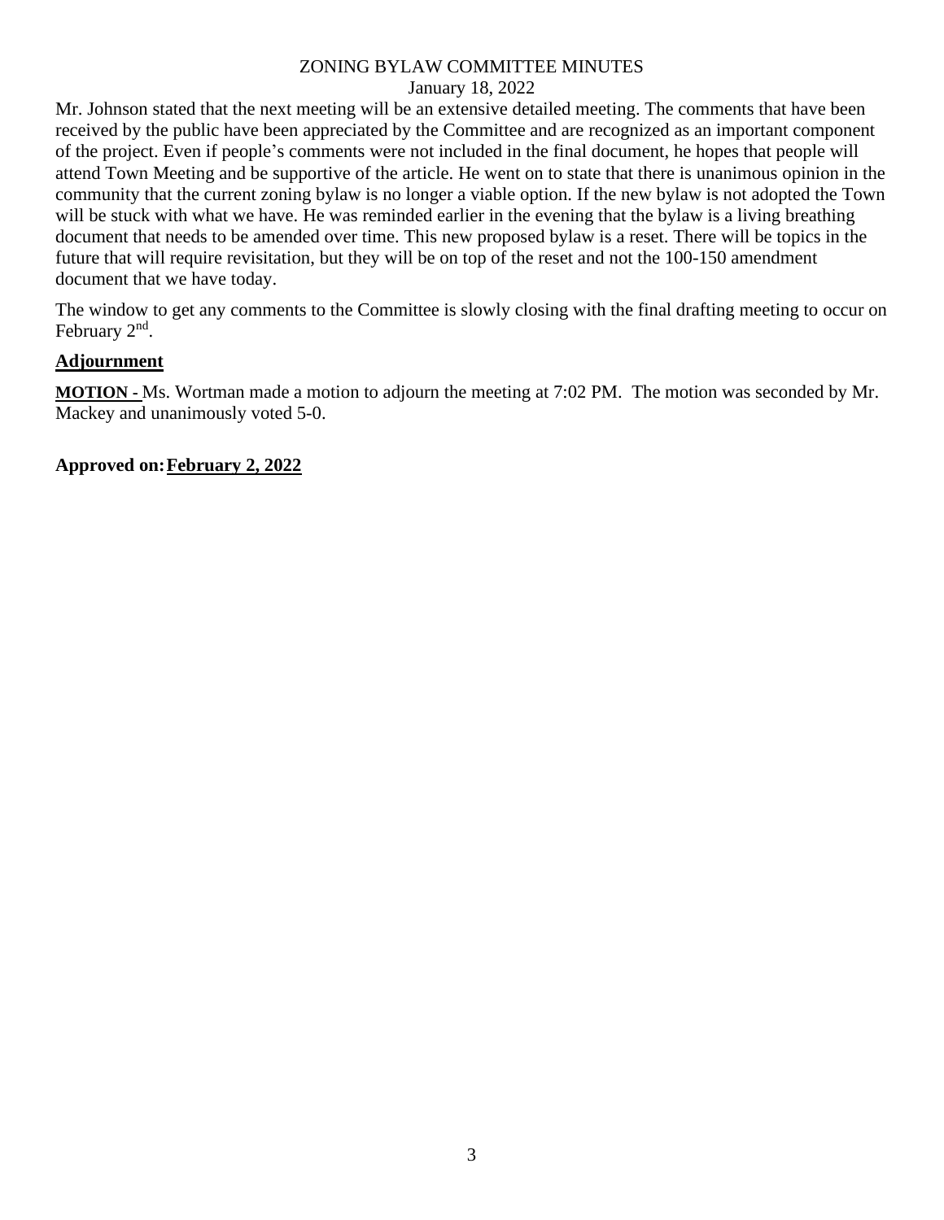Mr. Johnson stated that the next meeting will be an extensive detailed meeting. The comments that have been received by the public have been appreciated by the Committee and are recognized as an important component of the project. Even if people's comments were not included in the final document, he hopes that people will attend Town Meeting and be supportive of the article. He went on to state that there is unanimous opinion in the community that the current zoning bylaw is no longer a viable option. If the new bylaw is not adopted the Town will be stuck with what we have. He was reminded earlier in the evening that the bylaw is a living breathing document that needs to be amended over time. This new proposed bylaw is a reset. There will be topics in the future that will require revisitation, but they will be on top of the reset and not the 100-150 amendment document that we have today.

The window to get any comments to the Committee is slowly closing with the final drafting meeting to occur on February 2nd.

## Adjournment

**MOTION -** Ms. Wortman made a motion to adjourn the meeting at 7:02 PM. The motion was seconded by Mr. Mackey and unanimously voted 5-0.

**Approved on: February 2, 2022**